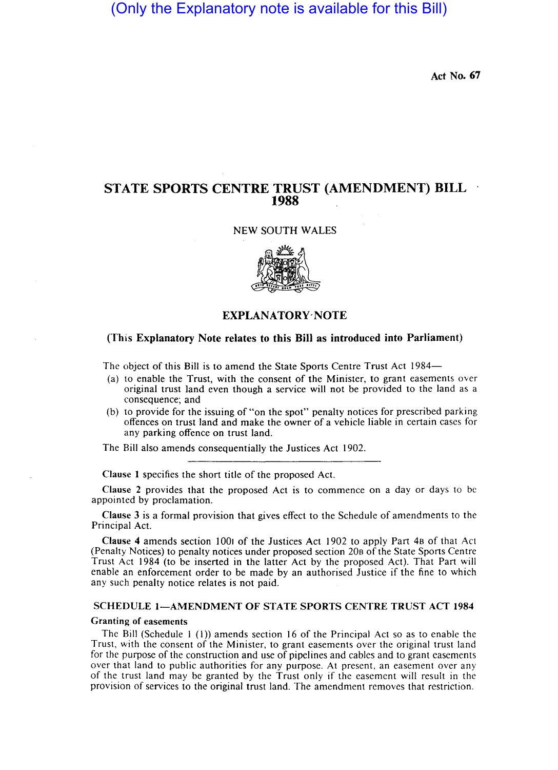(Only the Explanatory note is available for this Bill)

Act No. 67

# STATE SPORTS CENTRE TRUST (AMENDMENT) BILL 1988

NEW SOUTH WALES

## EXPLANATORY NOTE

**(This Explanatory Note relates to this Bill as introduced into Parliament)**

The object of this Bill is to amend the State Sports Centre Trust Act 1984—

(a) to enable the Trust, with the consent of the Minister, to grant easements over original trust land even though a service will not be provided to the land as a consequence; and

(b) to provide for the issuing of "on the spot" penalty notices for prescribed parking offences on trust land and make the owner of a vehicle liable in certain cases for any parking offence on trust land.

The Bill also amends consequentially the Justices Act 1902.

---

**Clause 1** specifies the short title of the proposed Act.

**Clause 2** provides that the proposed Act is to commence on a day or days to be appointed by proclamation.

**Clause 3** is a formal provision that gives effect to the Schedule of amendments to the Principal Act.

**Clause 4** amends section 100I of the Justices Act 1902 to apply Part 4B of that Act (Penalty Notices) to penalty notices under proposed section 20B of the State Sports Centre Trust Act 1984 (to be inserted in the latter Act by the proposed Act). That Part will enable an enforcement order to be made by an authorised Justice if the fine to which any such penalty notice relates is not paid.

### SCHEDULE 1—AMENDMENT OF STATE SPORTS CENTRE TRUST ACT 1984

**Granting of easements**

The Bill (Schedule 1 (1)) amends section 16 of the Principal Act so as to enable the Trust, with the consent of the Minister, to grant easements over the original trust land for the purpose of the construction and use of pipelines and cables and to grant easements over that land to public authorities for any purpose. At present, an easement over any of the trust land may be granted by the Trust only if the easement will result in the provision of services to the original trust land. The amendment removes that restriction.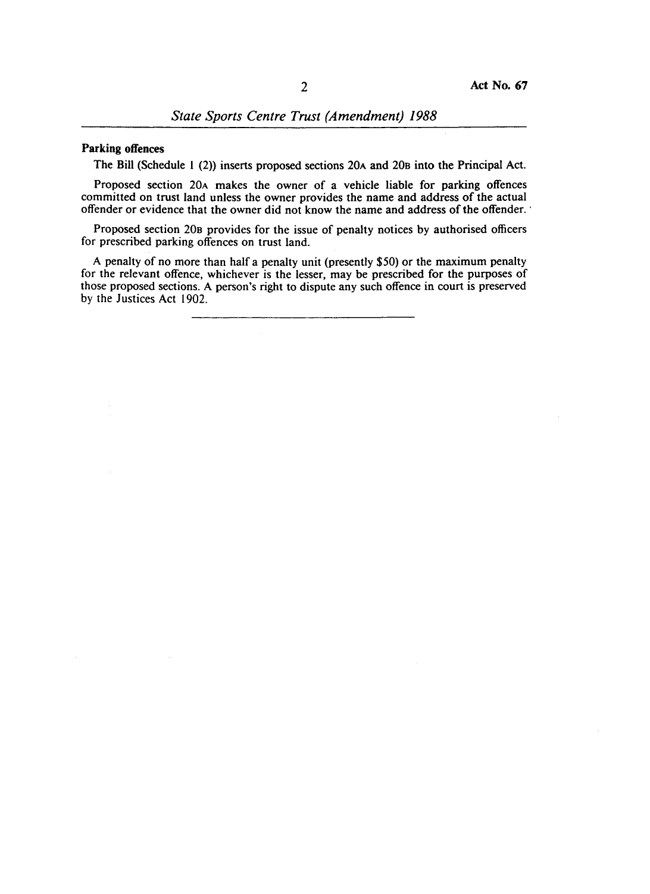**Parking offences**

The Bill (Schedule 1 (2)) inserts proposed sections 20A and 20B into the Principal Act.

Proposed section 20A makes the owner of a vehicle liable for parking offences committed on trust land unless the owner provides the name and address of the actual offender or evidence that the owner did not know the name and address of the offender.

Proposed section 20B provides for the issue of penalty notices by authorised officers for prescribed parking offences on trust land.

A penalty of no more than half a penalty unit (presently $50) or the maximum penalty for the relevant offence, whichever is the lesser, may be prescribed for the purposes of those proposed sections. A person's right to dispute any such offence in court is preserved by the Justices Act 1902.